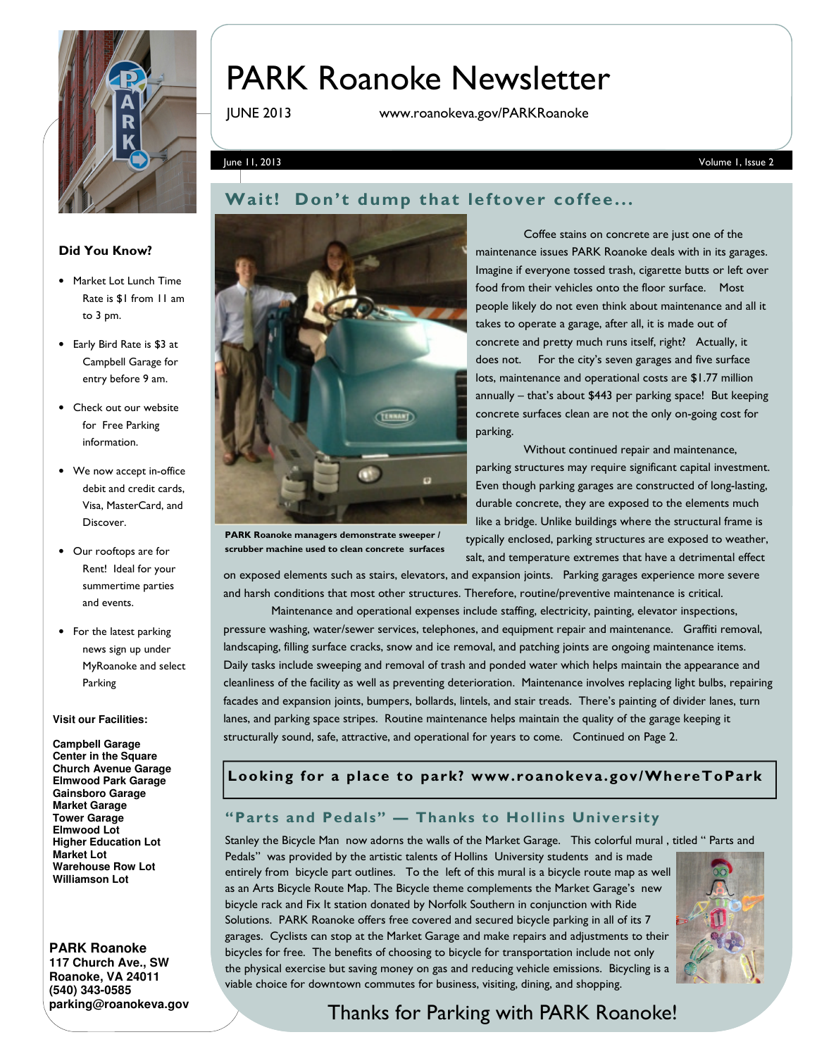# PARK Roanoke Newsletter

JUNE 2013 www.roanokeva.gov/PARKRoanoke

June 11, 2013 Volume 1, Issue 2

## Wait! Don't dump that leftover coffee...

PARK Roanoke managers demonstrate sweeper / scrubber machine used to clean concrete surfaces

Coffee stains on concrete are just one of the maintenance issues PARK Roanoke deals with in its garages. Imagine if everyone tossed trash, cigarette butts or left over food from their vehicles onto the floor surface. Most people likely do not even think about maintenance and all it takes to operate a garage, after all, it is made out of concrete and pretty much runs itself, right? Actually, it does not. For the city's seven garages and five surface lots, maintenance and operational costs are $1.77 million annually – that's about $443 per parking space! But keeping concrete surfaces clean are not the only on-going cost for parking.

Without continued repair and maintenance, parking structures may require significant capital investment. Even though parking garages are constructed of long-lasting, durable concrete, they are exposed to the elements much like a bridge. Unlike buildings where the structural frame is typically enclosed, parking structures are exposed to weather, salt, and temperature extremes that have a detrimental effect on exposed elements such as stairs, elevators, and expansion joints. Parking garages experience more severe and harsh conditions that most other structures. Therefore, routine/preventive maintenance is critical.

Maintenance and operational expenses include staffing, electricity, painting, elevator inspections, pressure washing, water/sewer services, telephones, and equipment repair and maintenance. Graffiti removal, landscaping, filling surface cracks, snow and ice removal, and patching joints are ongoing maintenance items. Daily tasks include sweeping and removal of trash and ponded water which helps maintain the appearance and cleanliness of the facility as well as preventing deterioration. Maintenance involves replacing light bulbs, repairing facades and expansion joints, bumpers, bollards, lintels, and stair treads. There's painting of divider lanes, turn lanes, and parking space stripes. Routine maintenance helps maintain the quality of the garage keeping it structurally sound, safe, attractive, and operational for years to come. Continued on Page 2.

**Looking for a place to park? www.roanokeva.gov/WhereToPark**

## "Parts and Pedals" — Thanks to Hollins University

Stanley the Bicycle Man now adorns the walls of the Market Garage. This colorful mural , titled " Parts and Pedals" was provided by the artistic talents of Hollins University students and is made entirely from bicycle part outlines. To the left of this mural is a bicycle route map as well as an Arts Bicycle Route Map. The Bicycle theme complements the Market Garage's new bicycle rack and Fix It station donated by Norfolk Southern in conjunction with Ride Solutions. PARK Roanoke offers free covered and secured bicycle parking in all of its 7 garages. Cyclists can stop at the Market Garage and make repairs and adjustments to their bicycles for free. The benefits of choosing to bicycle for transportation include not only the physical exercise but saving money on gas and reducing vehicle emissions. Bicycling is a viable choice for downtown commutes for business, visiting, dining, and shopping.

Thanks for Parking with PARK Roanoke!

### Did You Know?

- Market Lot Lunch Time Rate is $1 from 11 am to 3 pm.
- Early Bird Rate is $3 at Campbell Garage for entry before 9 am.
- Check out our website for Free Parking information.
- We now accept in-office debit and credit cards, Visa, MasterCard, and Discover.
- Our rooftops are for Rent! Ideal for your summertime parties and events.
- For the latest parking news sign up under MyRoanoke and select Parking

**Visit our Facilities:**

**Campbell Garage**
**Center in the Square**
**Church Avenue Garage**
**Elmwood Park Garage**
**Gainsboro Garage**
**Market Garage**
**Tower Garage**
**Elmwood Lot**
**Higher Education Lot**
**Market Lot**
**Warehouse Row Lot**
**Williamson Lot**

**PARK Roanoke**
**117 Church Ave., SW**
**Roanoke, VA 24011**
**(540) 343-0585**
**parking@roanokeva.gov**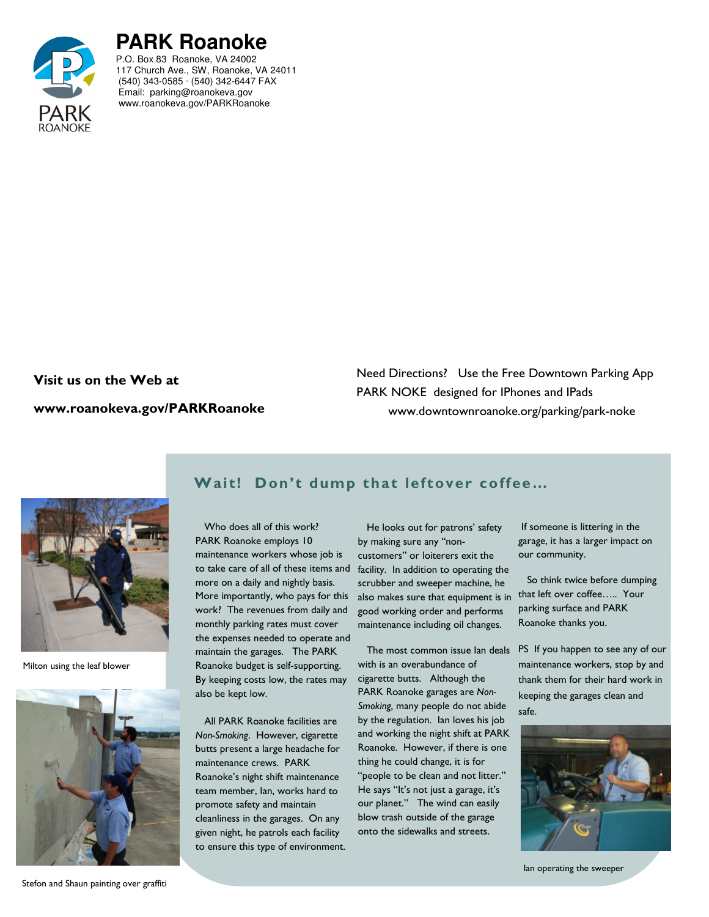# PARK Roanoke

P.O. Box 83 Roanoke, VA 24002
117 Church Ave., SW, Roanoke, VA 24011
(540) 343-0585 · (540) 342-6447 FAX
Email: parking@roanokeva.gov
www.roanokeva.gov/PARKRoanoke

**Visit us on the Web at**

**www.roanokeva.gov/PARKRoanoke**

Need Directions? Use the Free Downtown Parking App PARK NOKE designed for IPhones and IPads
www.downtownroanoke.org/parking/park-noke

## Wait! Don't dump that leftover coffee…

Who does all of this work? PARK Roanoke employs 10 maintenance workers whose job is to take care of all of these items and more on a daily and nightly basis. More importantly, who pays for this work? The revenues from daily and monthly parking rates must cover the expenses needed to operate and maintain the garages. The PARK Roanoke budget is self-supporting. By keeping costs low, the rates may also be kept low.

All PARK Roanoke facilities are *Non-Smoking*. However, cigarette butts present a large headache for maintenance crews. PARK Roanoke's night shift maintenance team member, Ian, works hard to promote safety and maintain cleanliness in the garages. On any given night, he patrols each facility to ensure this type of environment.

He looks out for patrons' safety by making sure any "non-customers" or loiterers exit the facility. In addition to operating the scrubber and sweeper machine, he also makes sure that equipment is in good working order and performs maintenance including oil changes.

The most common issue Ian deals with is an overabundance of cigarette butts. Although the PARK Roanoke garages are *Non-Smoking,* many people do not abide by the regulation. Ian loves his job and working the night shift at PARK Roanoke. However, if there is one thing he could change, it is for "people to be clean and not litter." He says "It's not just a garage, it's our planet." The wind can easily blow trash outside of the garage onto the sidewalks and streets.

If someone is littering in the garage, it has a larger impact on our community.

So think twice before dumping that left over coffee….. Your parking surface and PARK Roanoke thanks you.

PS If you happen to see any of our maintenance workers, stop by and thank them for their hard work in keeping the garages clean and safe.

Milton using the leaf blower

Stefon and Shaun painting over graffiti

Ian operating the sweeper